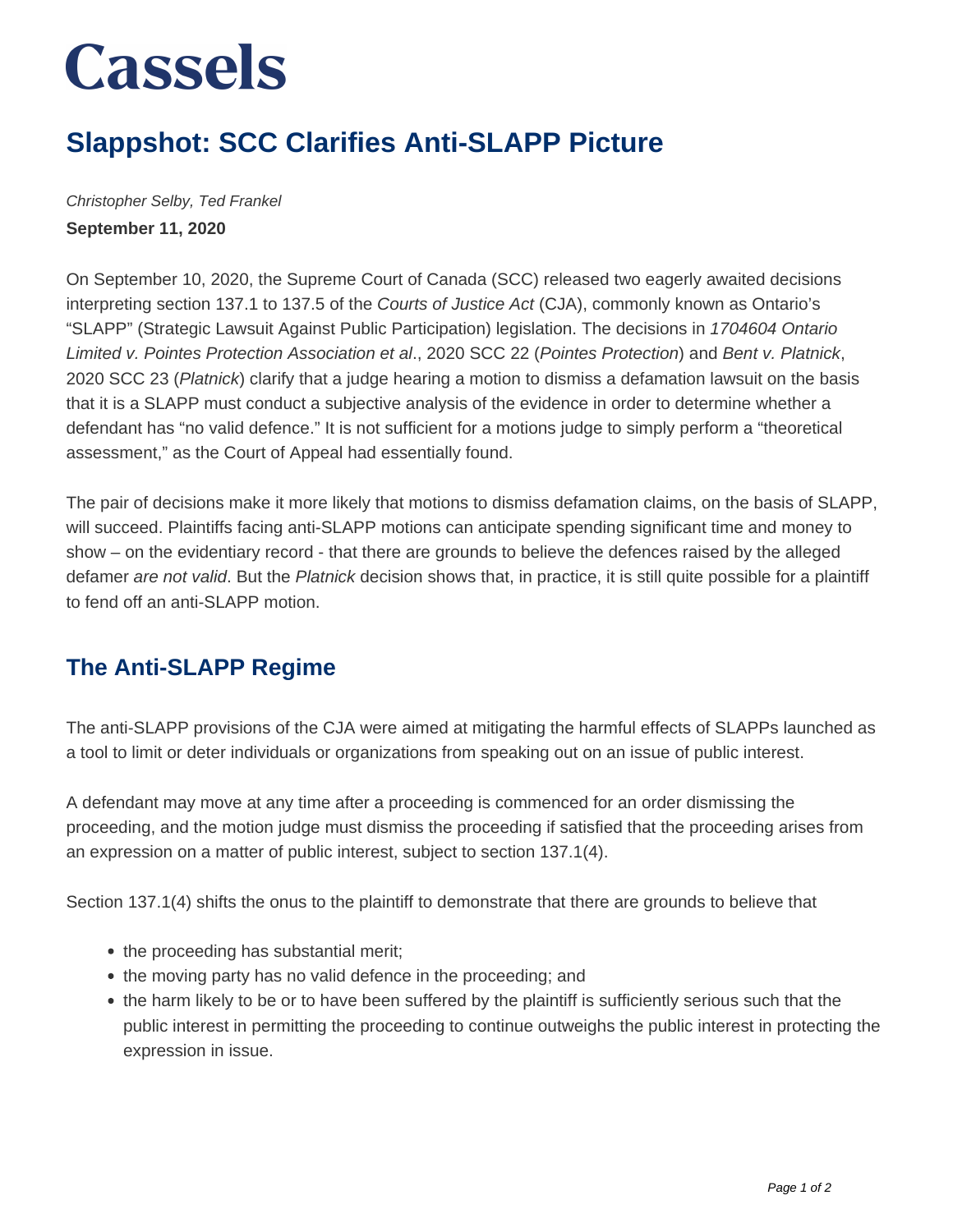# Cassels

## Slappshot: SCC Clarifies Anti-SLAPP Picture

*Christopher Selby, Ted Frankel*

**September 11, 2020**

On September 10, 2020, the Supreme Court of Canada (SCC) released two eagerly awaited decisions interpreting section 137.1 to 137.5 of the *Courts of Justice Act* (CJA), commonly known as Ontario's "SLAPP" (Strategic Lawsuit Against Public Participation) legislation. The decisions in *1704604 Ontario Limited v. Pointes Protection Association et al*., 2020 SCC 22 (*Pointes Protection*) and *Bent v. Platnick*, 2020 SCC 23 (*Platnick*) clarify that a judge hearing a motion to dismiss a defamation lawsuit on the basis that it is a SLAPP must conduct a subjective analysis of the evidence in order to determine whether a defendant has "no valid defence." It is not sufficient for a motions judge to simply perform a "theoretical assessment," as the Court of Appeal had essentially found.

The pair of decisions make it more likely that motions to dismiss defamation claims, on the basis of SLAPP, will succeed. Plaintiffs facing anti-SLAPP motions can anticipate spending significant time and money to show – on the evidentiary record - that there are grounds to believe the defences raised by the alleged defamer *are not valid*. But the *Platnick* decision shows that, in practice, it is still quite possible for a plaintiff to fend off an anti-SLAPP motion.

## The Anti-SLAPP Regime

The anti-SLAPP provisions of the CJA were aimed at mitigating the harmful effects of SLAPPs launched as a tool to limit or deter individuals or organizations from speaking out on an issue of public interest.

A defendant may move at any time after a proceeding is commenced for an order dismissing the proceeding, and the motion judge must dismiss the proceeding if satisfied that the proceeding arises from an expression on a matter of public interest, subject to section 137.1(4).

Section 137.1(4) shifts the onus to the plaintiff to demonstrate that there are grounds to believe that

- the proceeding has substantial merit;
- the moving party has no valid defence in the proceeding; and
- the harm likely to be or to have been suffered by the plaintiff is sufficiently serious such that the public interest in permitting the proceeding to continue outweighs the public interest in protecting the expression in issue.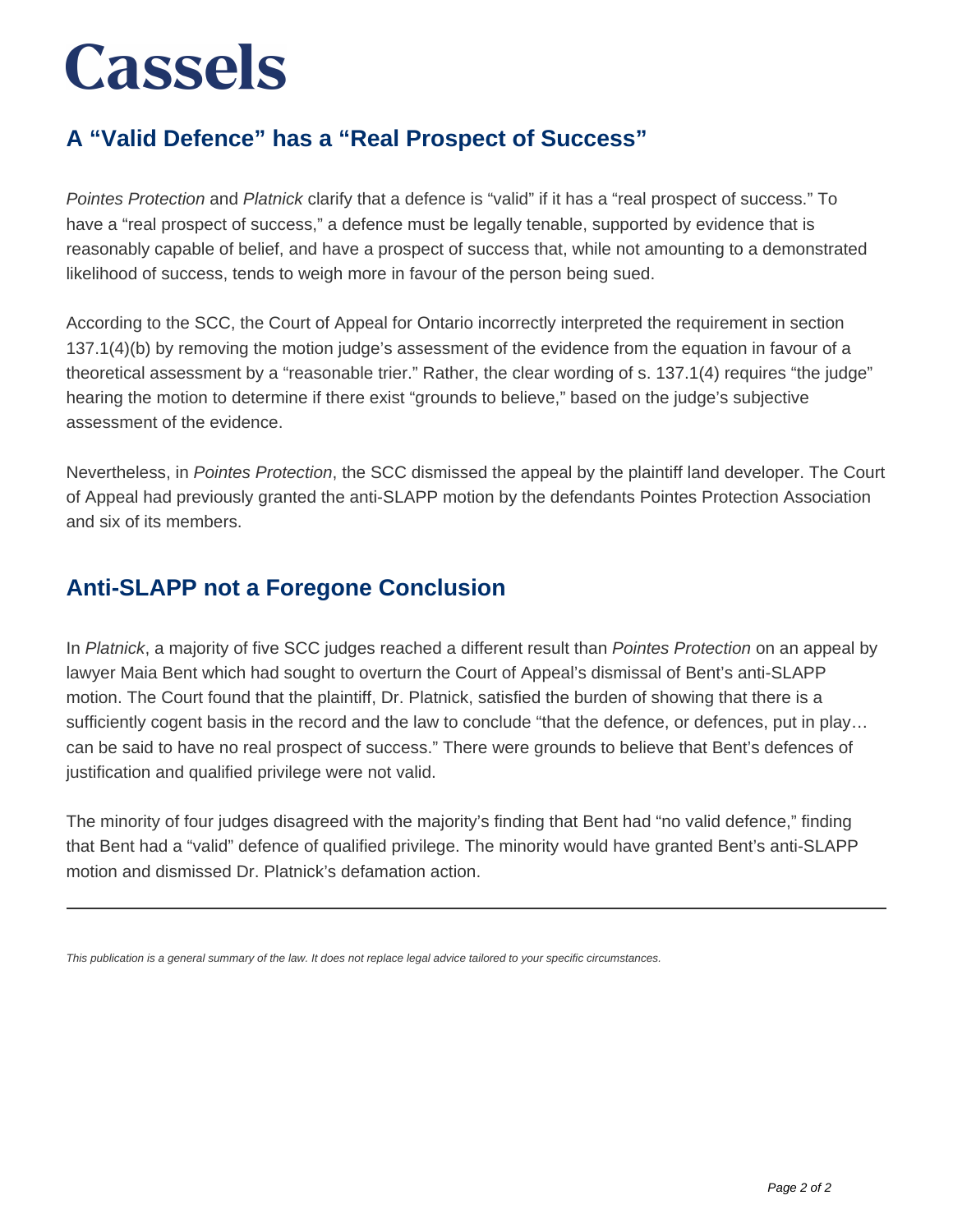## A "Valid Defence" has a "Real Prospect of Success"

*Pointes Protection* and *Platnick* clarify that a defence is "valid" if it has a "real prospect of success." To have a "real prospect of success," a defence must be legally tenable, supported by evidence that is reasonably capable of belief, and have a prospect of success that, while not amounting to a demonstrated likelihood of success, tends to weigh more in favour of the person being sued.

According to the SCC, the Court of Appeal for Ontario incorrectly interpreted the requirement in section 137.1(4)(b) by removing the motion judge's assessment of the evidence from the equation in favour of a theoretical assessment by a "reasonable trier." Rather, the clear wording of s. 137.1(4) requires "the judge" hearing the motion to determine if there exist "grounds to believe," based on the judge's subjective assessment of the evidence.

Nevertheless, in *Pointes Protection*, the SCC dismissed the appeal by the plaintiff land developer. The Court of Appeal had previously granted the anti-SLAPP motion by the defendants Pointes Protection Association and six of its members.

## Anti-SLAPP not a Foregone Conclusion

In *Platnick*, a majority of five SCC judges reached a different result than *Pointes Protection* on an appeal by lawyer Maia Bent which had sought to overturn the Court of Appeal's dismissal of Bent's anti-SLAPP motion. The Court found that the plaintiff, Dr. Platnick, satisfied the burden of showing that there is a sufficiently cogent basis in the record and the law to conclude "that the defence, or defences, put in play… can be said to have no real prospect of success." There were grounds to believe that Bent's defences of justification and qualified privilege were not valid.

The minority of four judges disagreed with the majority's finding that Bent had "no valid defence," finding that Bent had a "valid" defence of qualified privilege. The minority would have granted Bent's anti-SLAPP motion and dismissed Dr. Platnick's defamation action.

---

*This publication is a general summary of the law. It does not replace legal advice tailored to your specific circumstances.*